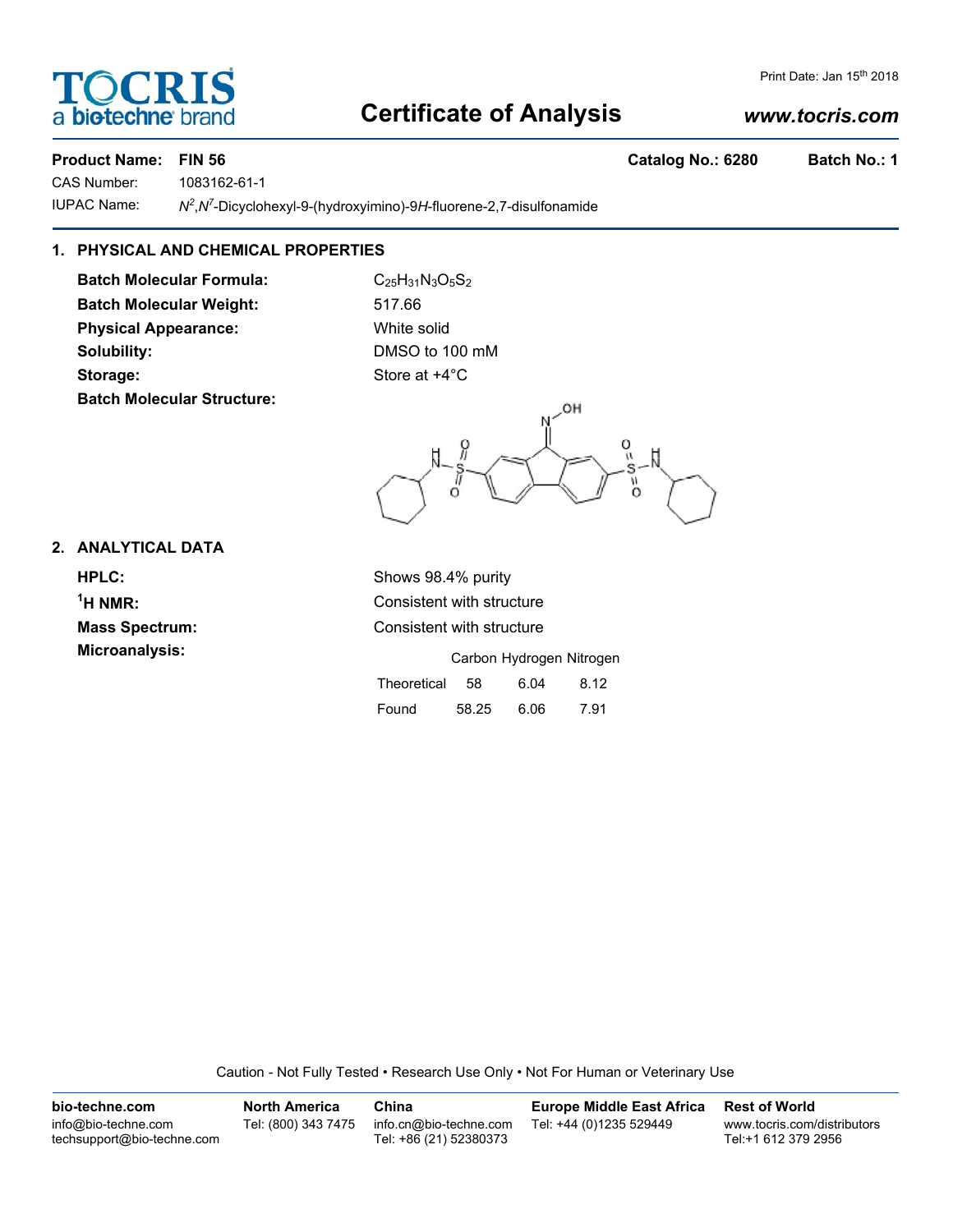Print Date: Jan 15th 2018

# Certificate of Analysis

**www.tocris.com**

**Product Name: FIN 56** **Catalog No.: 6280** **Batch No.: 1**

CAS Number: 1083162-61-1

IUPAC Name: $N^2$,$N^7$-Dicyclohexyl-9-(hydroxyimino)-9*H*-fluorene-2,7-disulfonamide

## 1. PHYSICAL AND CHEMICAL PROPERTIES

**Batch Molecular Formula:** $C_{25}H_{31}N_3O_5S_2$

**Batch Molecular Weight:** 517.66

**Physical Appearance:** White solid

**Solubility:** DMSO to 100 mM

**Storage:** Store at +4°C

**Batch Molecular Structure:**

## 2. ANALYTICAL DATA

**HPLC:** Shows 98.4% purity

**$^1$H NMR:** Consistent with structure

**Mass Spectrum:** Consistent with structure

**Microanalysis:**

| | Carbon | Hydrogen | Nitrogen |
|---|---|---|---|
| Theoretical | 58 | 6.04 | 8.12 |
| Found | 58.25 | 6.06 | 7.91 |

Caution - Not Fully Tested • Research Use Only • Not For Human or Veterinary Use

**bio-techne.com**
info@bio-techne.com
techsupport@bio-techne.com

**North America**
Tel: (800) 343 7475

**China**
info.cn@bio-techne.com
Tel: +86 (21) 52380373

**Europe Middle East Africa**
Tel: +44 (0)1235 529449

**Rest of World**
www.tocris.com/distributors
Tel:+1 612 379 2956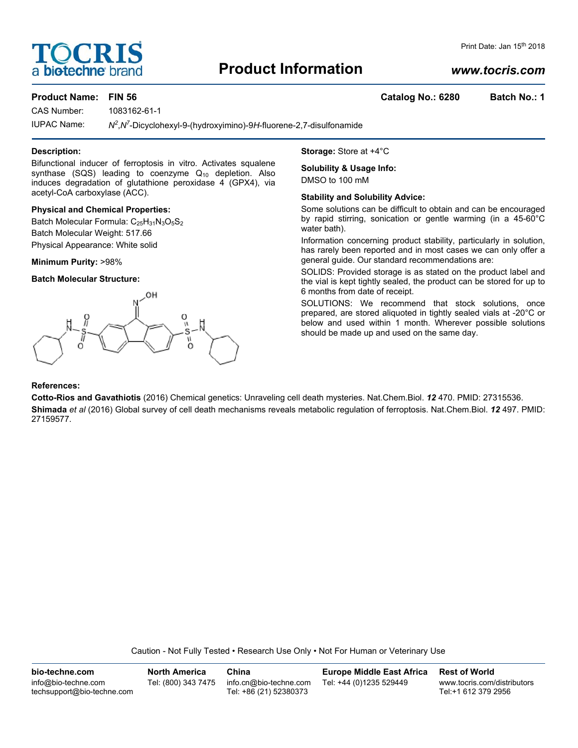# Product Information

**Product Name: FIN 56** **Catalog No.: 6280** **Batch No.: 1**

CAS Number: 1083162-61-1

IUPAC Name: $N^2$,$N^7$-Dicyclohexyl-9-(hydroxyimino)-9*H*-fluorene-2,7-disulfonamide

**Description:**

Bifunctional inducer of ferroptosis in vitro. Activates squalene synthase (SQS) leading to coenzyme $Q_{10}$ depletion. Also induces degradation of glutathione peroxidase 4 (GPX4), via acetyl-CoA carboxylase (ACC).

**Physical and Chemical Properties:**

Batch Molecular Formula: $C_{25}H_{31}N_3O_5S_2$

Batch Molecular Weight: 517.66

Physical Appearance: White solid

**Minimum Purity:** >98%

**Batch Molecular Structure:**

**Storage:** Store at +4°C

**Solubility & Usage Info:**

DMSO to 100 mM

**Stability and Solubility Advice:**

Some solutions can be difficult to obtain and can be encouraged by rapid stirring, sonication or gentle warming (in a 45-60°C water bath).

Information concerning product stability, particularly in solution, has rarely been reported and in most cases we can only offer a general guide. Our standard recommendations are:

SOLIDS: Provided storage is as stated on the product label and the vial is kept tightly sealed, the product can be stored for up to 6 months from date of receipt.

SOLUTIONS: We recommend that stock solutions, once prepared, are stored aliquoted in tightly sealed vials at -20°C or below and used within 1 month. Wherever possible solutions should be made up and used on the same day.

**References:**

**Cotto-Rios and Gavathiotis** (2016) Chemical genetics: Unraveling cell death mysteries. Nat.Chem.Biol. ***12*** 470. PMID: 27315536.

**Shimada** *et al* (2016) Global survey of cell death mechanisms reveals metabolic regulation of ferroptosis. Nat.Chem.Biol. ***12*** 497. PMID: 27159577.

Caution - Not Fully Tested • Research Use Only • Not For Human or Veterinary Use

**bio-techne.com**
info@bio-techne.com
techsupport@bio-techne.com

**North America**
Tel: (800) 343 7475

**China**
info.cn@bio-techne.com
Tel: +86 (21) 52380373

**Europe Middle East Africa**
Tel: +44 (0)1235 529449

**Rest of World**
www.tocris.com/distributors
Tel:+1 612 379 2956